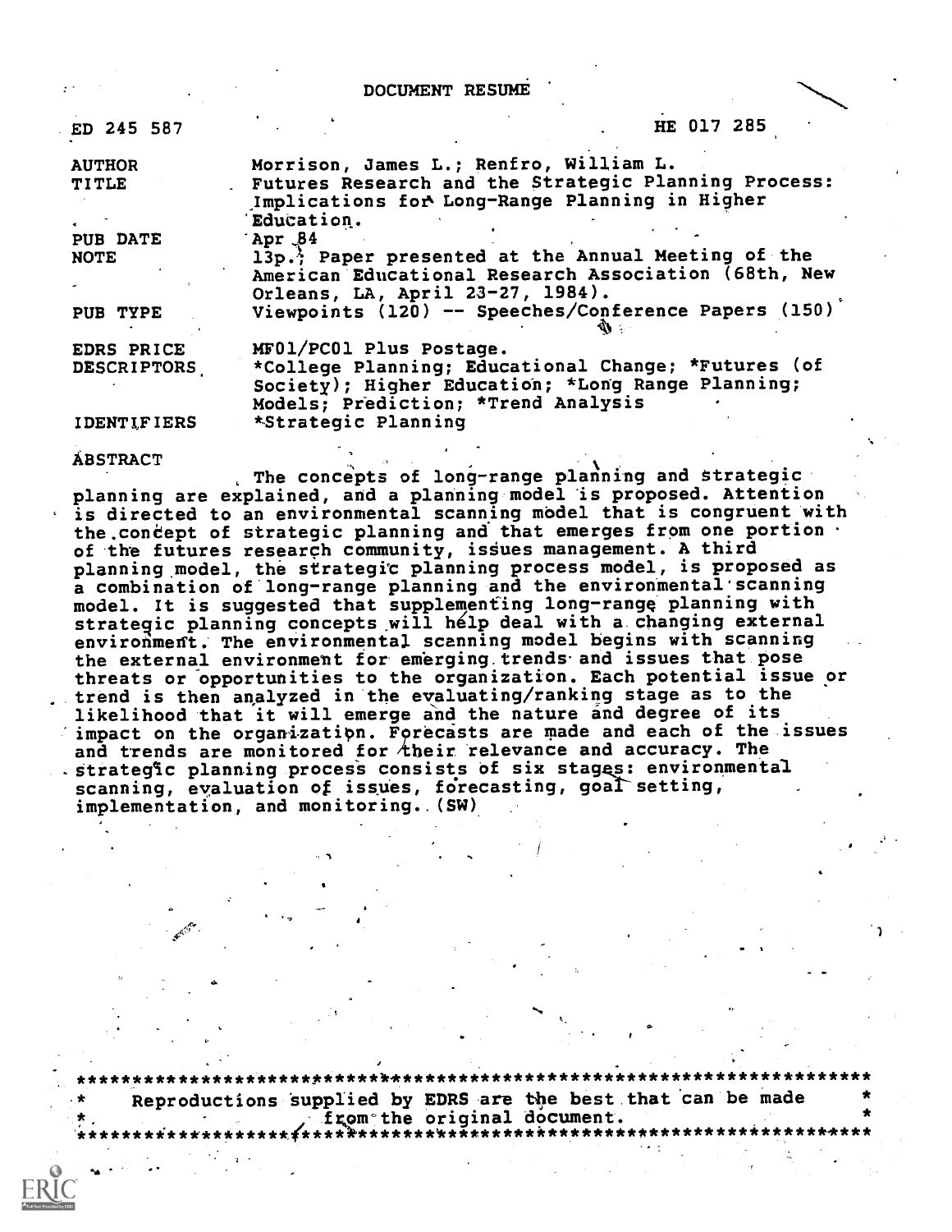# DOCUMENT RESUME

| ED 245 587 | HE 017 285 |
| --- | --- |
| AUTHOR | Morrison, James L.; Renfro, William L. |
| TITLE | Futures Research and the Strategic Planning Process: Implications for Long-Range Planning in Higher Education. |
| PUB DATE | Apr 84 |
| NOTE | 13p.; Paper presented at the Annual Meeting of the American Educational Research Association (68th, New Orleans, LA, April 23-27, 1984). |
| PUB TYPE | Viewpoints (120) -- Speeches/Conference Papers (150) |
| EDRS PRICE | MF01/PC01 Plus Postage. |
| DESCRIPTORS | *College Planning; Educational Change; *Futures (of Society); Higher Education; *Long Range Planning; Models; Prediction; *Trend Analysis |
| IDENTIFIERS | *Strategic Planning |

## ABSTRACT

The concepts of long-range planning and strategic planning are explained, and a planning model is proposed. Attention is directed to an environmental scanning model that is congruent with the concept of strategic planning and that emerges from one portion of the futures research community, issues management. A third planning model, the strategic planning process model, is proposed as a combination of long-range planning and the environmental scanning model. It is suggested that supplementing long-range planning with strategic planning concepts will help deal with a changing external environment. The environmental scanning model begins with scanning the external environment for emerging trends and issues that pose threats or opportunities to the organization. Each potential issue or trend is then analyzed in the evaluating/ranking stage as to the likelihood that it will emerge and the nature and degree of its impact on the organization. Forecasts are made and each of the issues and trends are monitored for their relevance and accuracy. The strategic planning process consists of six stages: environmental scanning, evaluation of issues, forecasting, goal setting, implementation, and monitoring. (SW)

***********************************************************************
* Reproductions supplied by EDRS are the best that can be made *
* from the original document. *
***********************************************************************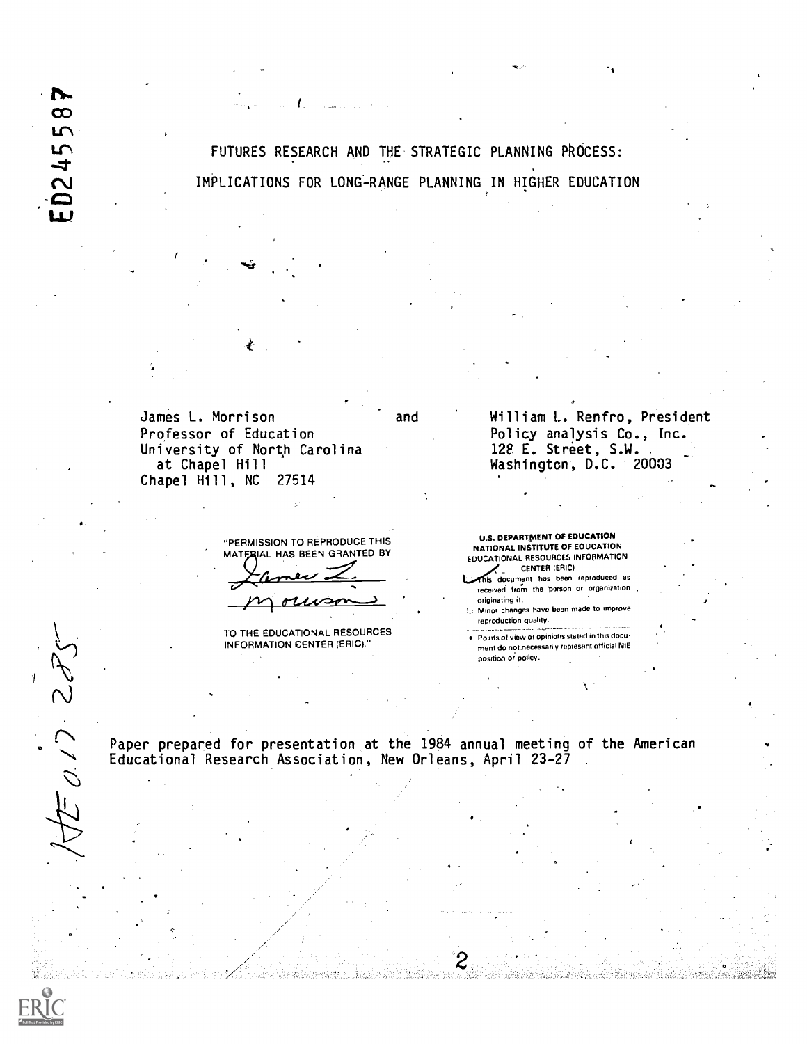ED245587

# FUTURES RESEARCH AND THE STRATEGIC PLANNING PROCESS: IMPLICATIONS FOR LONG-RANGE PLANNING IN HIGHER EDUCATION

James L. Morrison
Professor of Education
University of North Carolina
at Chapel Hill
Chapel Hill, NC 27514

and

William L. Renfro, President
Policy analysis Co., Inc.
128 E. Street, S.W.
Washington, D.C. 20003

"PERMISSION TO REPRODUCE THIS MATERIAL HAS BEEN GRANTED BY

James L. Morrison

TO THE EDUCATIONAL RESOURCES INFORMATION CENTER (ERIC)."

U.S. DEPARTMENT OF EDUCATION
NATIONAL INSTITUTE OF EDUCATION
EDUCATIONAL RESOURCES INFORMATION CENTER (ERIC)

- This document has been reproduced as received from the person or organization originating it.
- Minor changes have been made to improve reproduction quality.
- Points of view or opinions stated in this document do not necessarily represent official NIE position or policy.

HE 017 285

Paper prepared for presentation at the 1984 annual meeting of the American Educational Research Association, New Orleans, April 23-27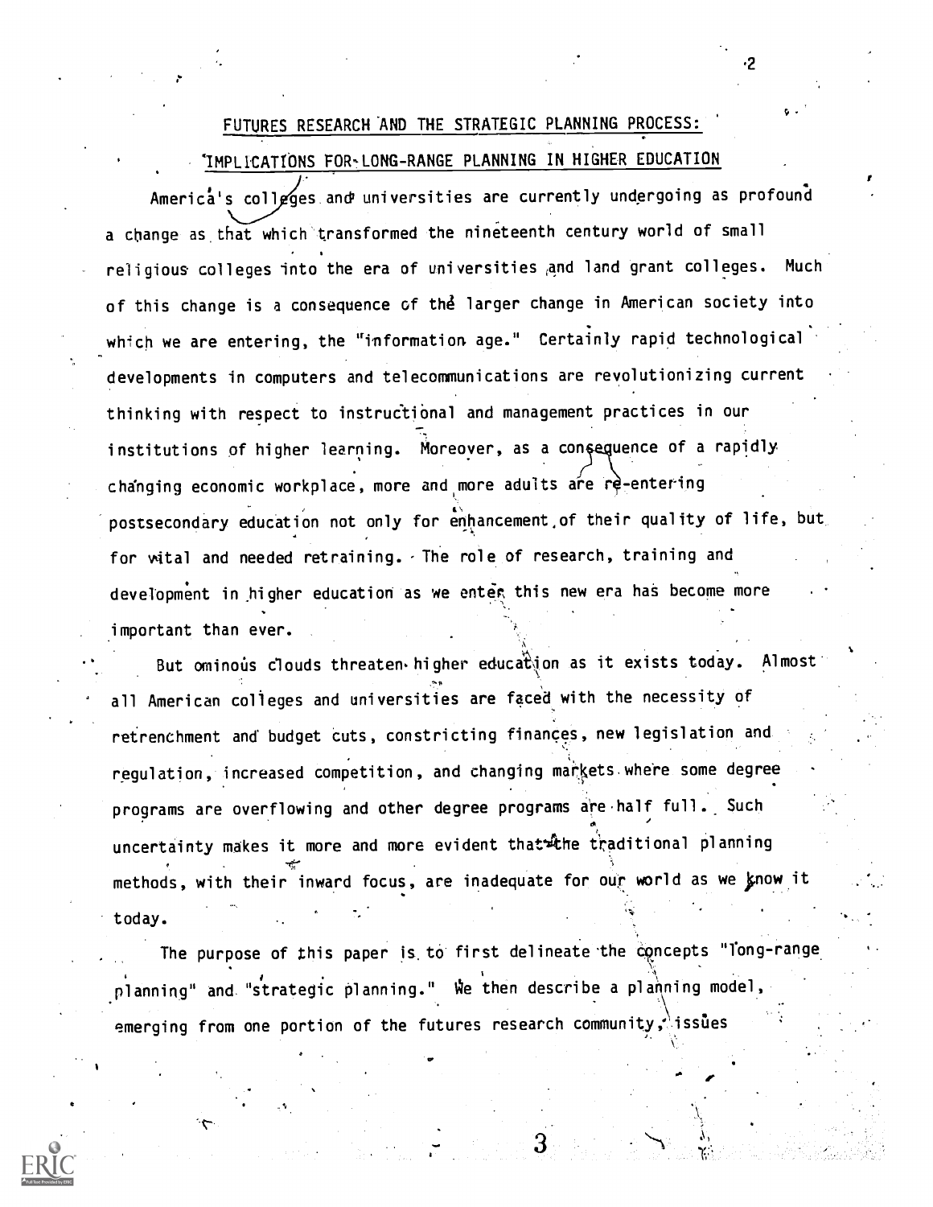## FUTURES RESEARCH AND THE STRATEGIC PLANNING PROCESS: IMPLICATIONS FOR LONG-RANGE PLANNING IN HIGHER EDUCATION

America's colleges and universities are currently undergoing as profound a change as that which transformed the nineteenth century world of small religious colleges into the era of universities and land grant colleges. Much of this change is a consequence of the larger change in American society into which we are entering, the "information age." Certainly rapid technological developments in computers and telecommunications are revolutionizing current thinking with respect to instructional and management practices in our institutions of higher learning. Moreover, as a consequence of a rapidly changing economic workplace, more and more adults are re-entering postsecondary education not only for enhancement of their quality of life, but for vital and needed retraining. The role of research, training and development in higher education as we enter this new era has become more important than ever.

But ominous clouds threaten higher education as it exists today. Almost all American colleges and universities are faced with the necessity of retrenchment and budget cuts, constricting finances, new legislation and regulation, increased competition, and changing markets where some degree programs are overflowing and other degree programs are half full. Such uncertainty makes it more and more evident that the traditional planning methods, with their inward focus, are inadequate for our world as we know it today.

The purpose of this paper is to first delineate the concepts "long-range planning" and "strategic planning." We then describe a planning model, emerging from one portion of the futures research community, issues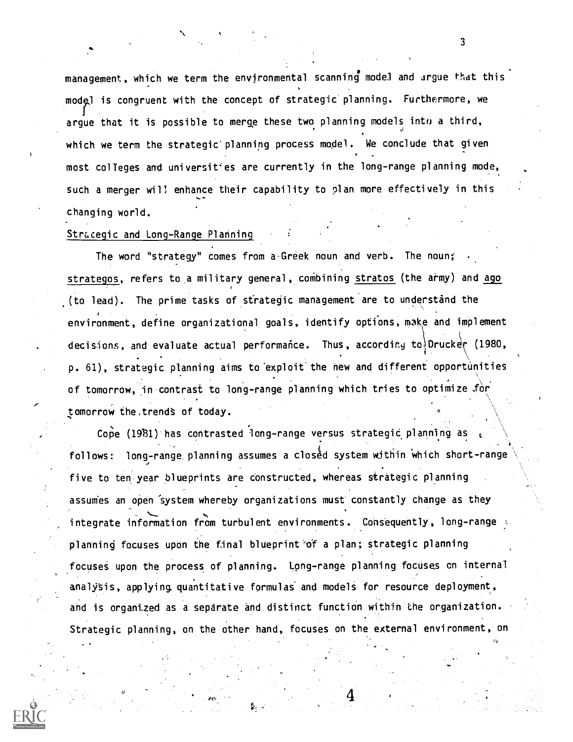management, which we term the environmental scanning model and argue that this model is congruent with the concept of strategic planning. Furthermore, we argue that it is possible to merge these two planning models into a third, which we term the strategic planning process model. We conclude that given most colleges and universities are currently in the long-range planning mode, such a merger will enhance their capability to plan more effectively in this changing world.

## Strategic and Long-Range Planning

The word "strategy" comes from a Greek noun and verb. The noun, strategos, refers to a military general, combining stratos (the army) and ago (to lead). The prime tasks of strategic management are to understand the environment, define organizational goals, identify options, make and implement decisions, and evaluate actual performance. Thus, according to Drucker (1980, p. 61), strategic planning aims to exploit the new and different opportunities of tomorrow, in contrast to long-range planning which tries to optimize for tomorrow the trends of today.

Cope (1981) has contrasted long-range versus strategic planning as follows: long-range planning assumes a closed system within which short-range five to ten year blueprints are constructed, whereas strategic planning assumes an open system whereby organizations must constantly change as they integrate information from turbulent environments. Consequently, long-range planning focuses upon the final blueprint of a plan; strategic planning focuses upon the process of planning. Long-range planning focuses on internal analysis, applying quantitative formulas and models for resource deployment, and is organized as a separate and distinct function within the organization. Strategic planning, on the other hand, focuses on the external environment, on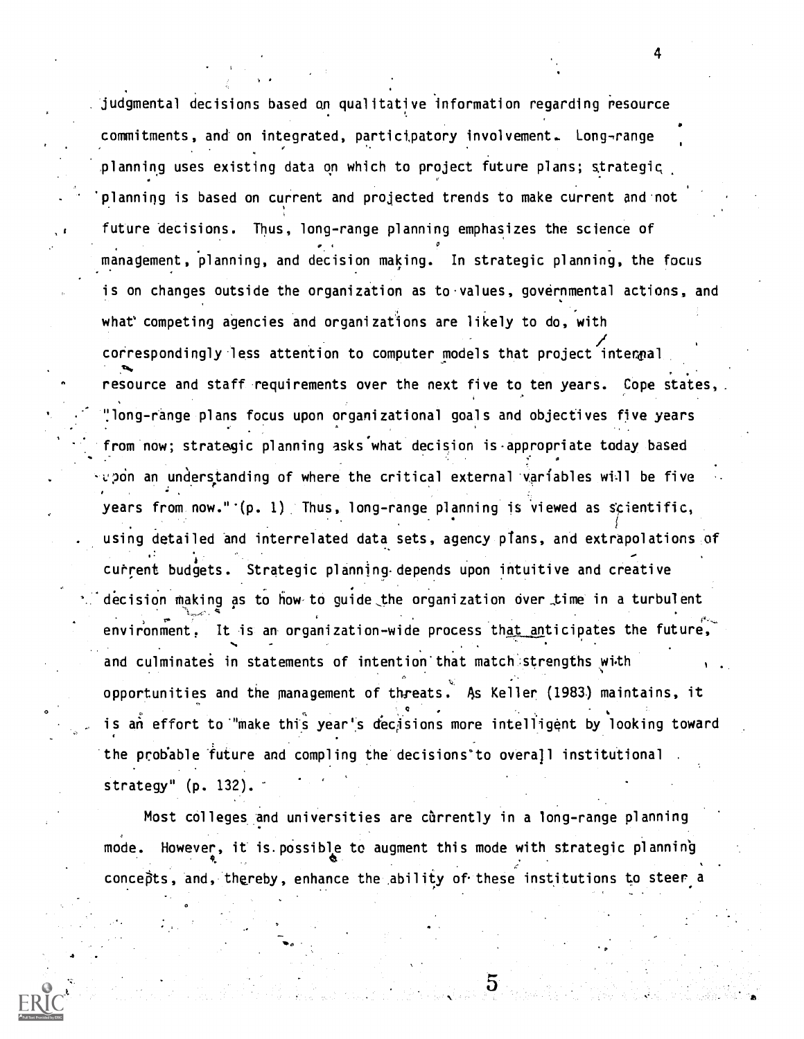judgmental decisions based on qualitative information regarding resource commitments, and on integrated, participatory involvement. Long-range planning uses existing data on which to project future plans; strategic planning is based on current and projected trends to make current and not future decisions. Thus, long-range planning emphasizes the science of management, planning, and decision making. In strategic planning, the focus is on changes outside the organization as to values, governmental actions, and what competing agencies and organizations are likely to do, with correspondingly less attention to computer models that project internal resource and staff requirements over the next five to ten years. Cope states, "long-range plans focus upon organizational goals and objectives five years from now; strategic planning asks what decision is appropriate today based upon an understanding of where the critical external variables will be five years from now." (p. 1) Thus, long-range planning is viewed as scientific, using detailed and interrelated data sets, agency plans, and extrapolations of current budgets. Strategic planning depends upon intuitive and creative decision making as to how to guide the organization over time in a turbulent environment. It is an organization-wide process that anticipates the future, and culminates in statements of intention that match strengths with opportunities and the management of threats. As Keller (1983) maintains, it is an effort to "make this year's decisions more intelligent by looking toward the probable future and compling the decisions to overall institutional strategy" (p. 132).

Most colleges and universities are currently in a long-range planning mode. However, it is possible to augment this mode with strategic planning concepts, and, thereby, enhance the ability of these institutions to steer a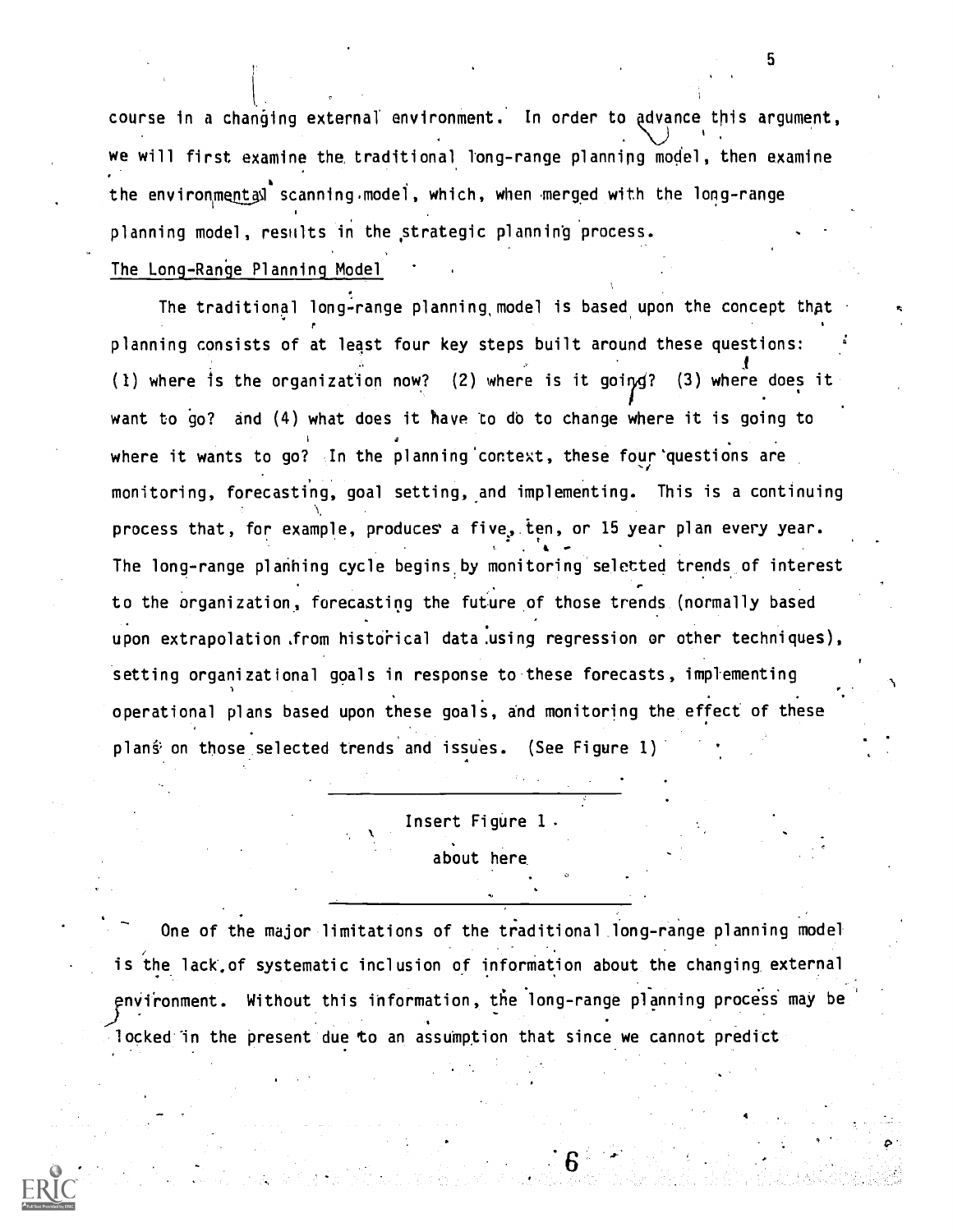course in a changing external environment. In order to advance this argument, we will first examine the traditional long-range planning model, then examine the environmental scanning model, which, when merged with the long-range planning model, results in the strategic planning process.

### The Long-Range Planning Model

The traditional long-range planning model is based upon the concept that planning consists of at least four key steps built around these questions: (1) where is the organization now? (2) where is it going? (3) where does it want to go? and (4) what does it have to do to change where it is going to where it wants to go? In the planning context, these four questions are monitoring, forecasting, goal setting, and implementing. This is a continuing process that, for example, produces a five, ten, or 15 year plan every year. The long-range planning cycle begins by monitoring selected trends of interest to the organization, forecasting the future of those trends (normally based upon extrapolation from historical data using regression or other techniques), setting organizational goals in response to these forecasts, implementing operational plans based upon these goals, and monitoring the effect of these plans on those selected trends and issues. (See Figure 1)

---

Insert Figure 1

about here

---

One of the major limitations of the traditional long-range planning model is the lack of systematic inclusion of information about the changing external environment. Without this information, the long-range planning process may be locked in the present due to an assumption that since we cannot predict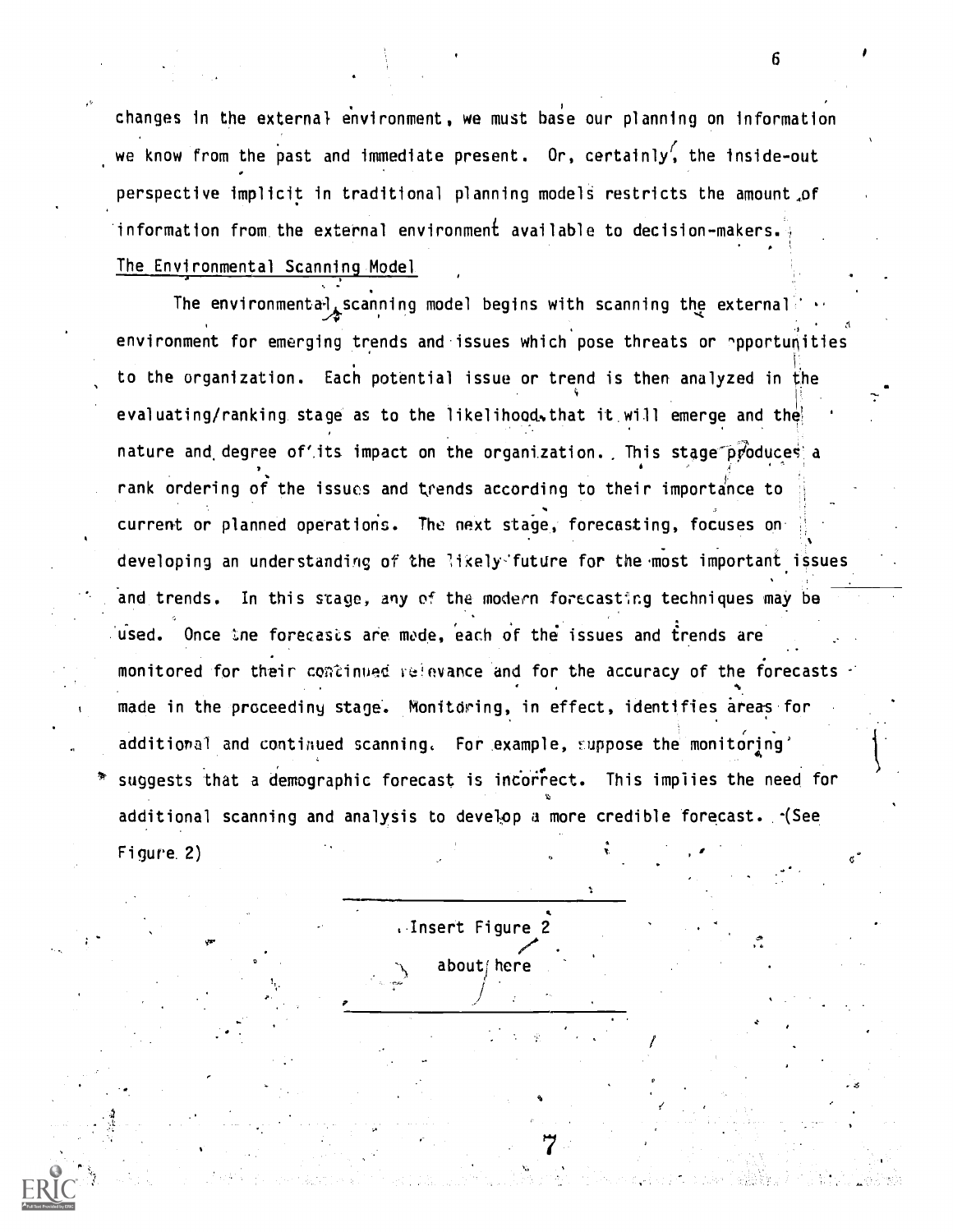changes in the external environment, we must base our planning on information we know from the past and immediate present. Or, certainly, the inside-out perspective implicit in traditional planning models restricts the amount of information from the external environment available to decision-makers.

## The Environmental Scanning Model

The environmental scanning model begins with scanning the external environment for emerging trends and issues which pose threats or opportunities to the organization. Each potential issue or trend is then analyzed in the evaluating/ranking stage as to the likelihood that it will emerge and the nature and degree of its impact on the organization. This stage produces a rank ordering of the issues and trends according to their importance to current or planned operations. The next stage, forecasting, focuses on developing an understanding of the likely future for the most important issues and trends. In this stage, any of the modern forecasting techniques may be used. Once the forecasts are made, each of the issues and trends are monitored for their continued relevance and for the accuracy of the forecasts made in the proceeding stage. Monitoring, in effect, identifies areas for additional and continued scanning. For example, suppose the monitoring suggests that a demographic forecast is incorrect. This implies the need for additional scanning and analysis to develop a more credible forecast. (See Figure 2)

---

Insert Figure 2 about here

---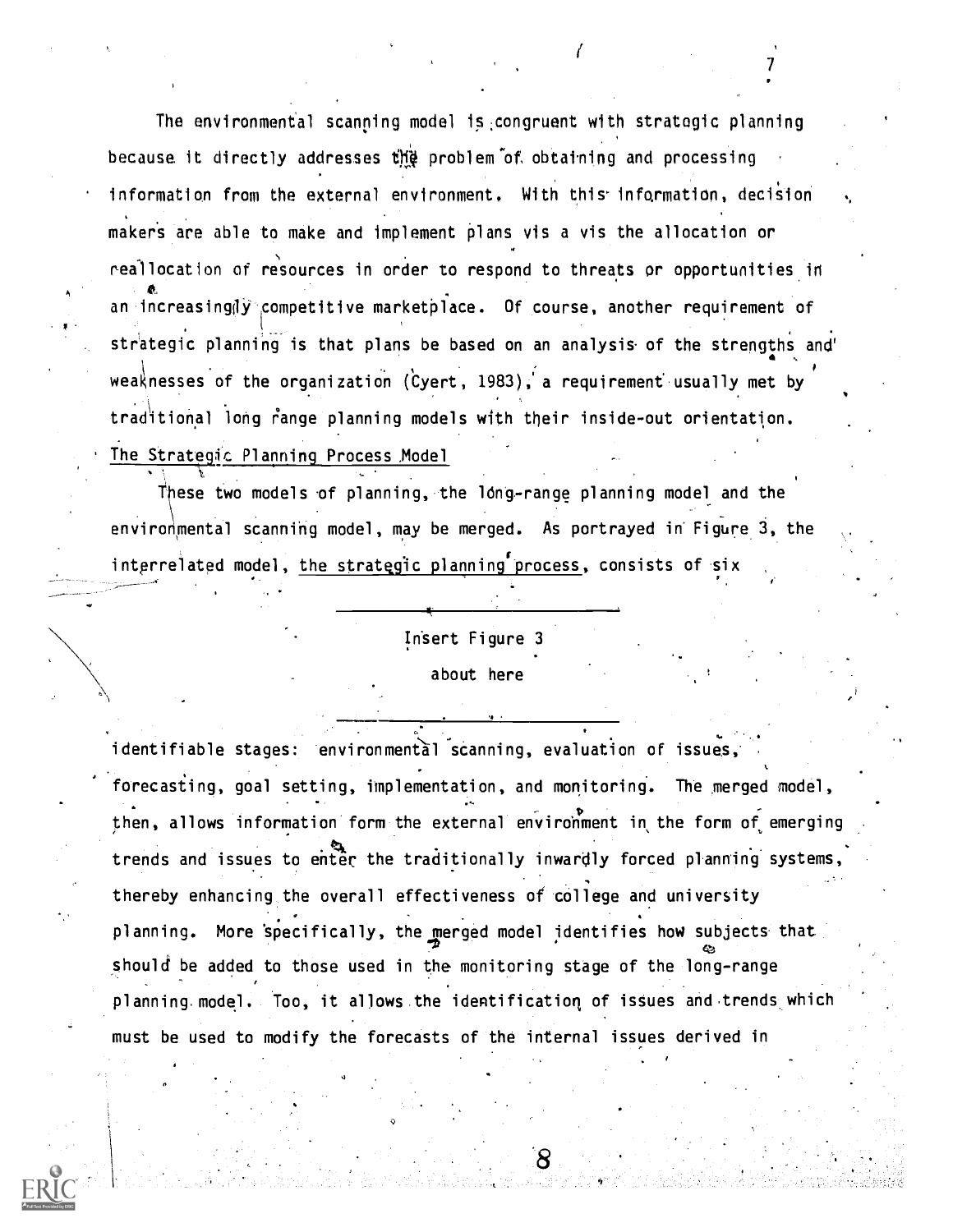The environmental scanning model is congruent with strategic planning because it directly addresses the problem of obtaining and processing information from the external environment. With this information, decision makers are able to make and implement plans vis a vis the allocation or reallocation of resources in order to respond to threats or opportunities in an increasingly competitive marketplace. Of course, another requirement of strategic planning is that plans be based on an analysis of the strengths and weaknesses of the organization (Cyert, 1983), a requirement usually met by traditional long range planning models with their inside-out orientation.

The Strategic Planning Process Model

These two models of planning, the long-range planning model and the environmental scanning model, may be merged. As portrayed in Figure 3, the interrelated model, the strategic planning process, consists of six

---

Insert Figure 3

about here

---

identifiable stages: environmental scanning, evaluation of issues, forecasting, goal setting, implementation, and monitoring. The merged model, then, allows information form the external environment in the form of emerging trends and issues to enter the traditionally inwardly forced planning systems, thereby enhancing the overall effectiveness of college and university planning. More specifically, the merged model identifies how subjects that should be added to those used in the monitoring stage of the long-range planning model. Too, it allows the identification of issues and trends which must be used to modify the forecasts of the internal issues derived in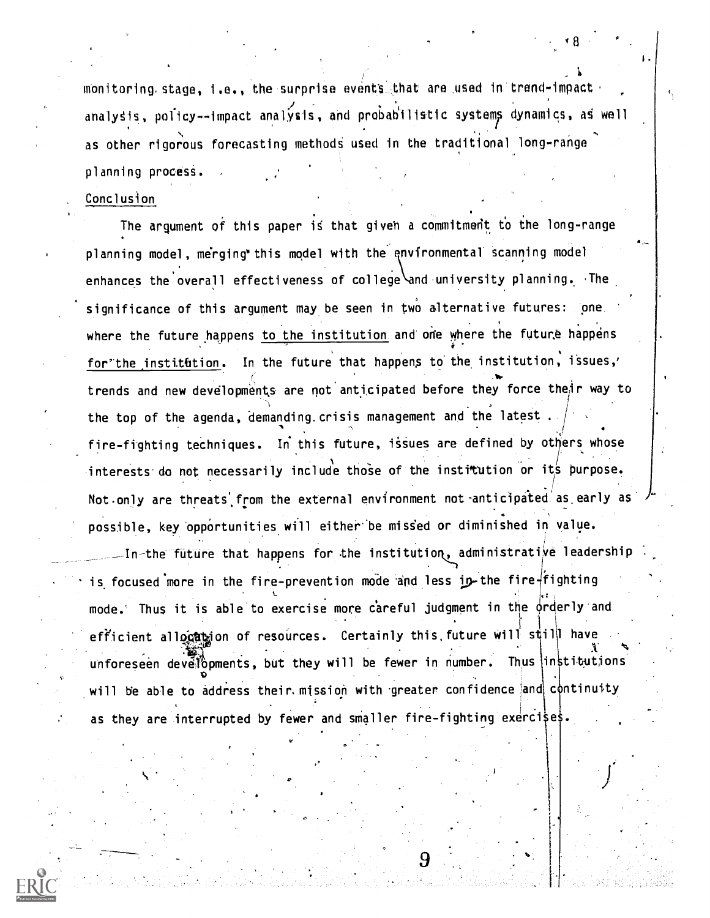monitoring stage, i.e., the surprise events that are used in trend-impact analysis, policy--impact analysis, and probabilistic systems dynamics, as well as other rigorous forecasting methods used in the traditional long-range planning process.

## Conclusion

The argument of this paper is that given a commitment to the long-range planning model, merging this model with the environmental scanning model enhances the overall effectiveness of college and university planning. The significance of this argument may be seen in two alternative futures: one where the future happens to the institution and one where the future happens for the institution. In the future that happens to the institution, issues, trends and new developments are not anticipated before they force their way to the top of the agenda, demanding crisis management and the latest fire-fighting techniques. In this future, issues are defined by others whose interests do not necessarily include those of the institution or its purpose. Not only are threats from the external environment not anticipated as early as possible, key opportunities will either be missed or diminished in value.

In the future that happens for the institution, administrative leadership is focused more in the fire-prevention mode and less in the fire-fighting mode. Thus it is able to exercise more careful judgment in the orderly and efficient allocation of resources. Certainly this future will still have unforeseen developments, but they will be fewer in number. Thus institutions will be able to address their mission with greater confidence and continuity as they are interrupted by fewer and smaller fire-fighting exercises.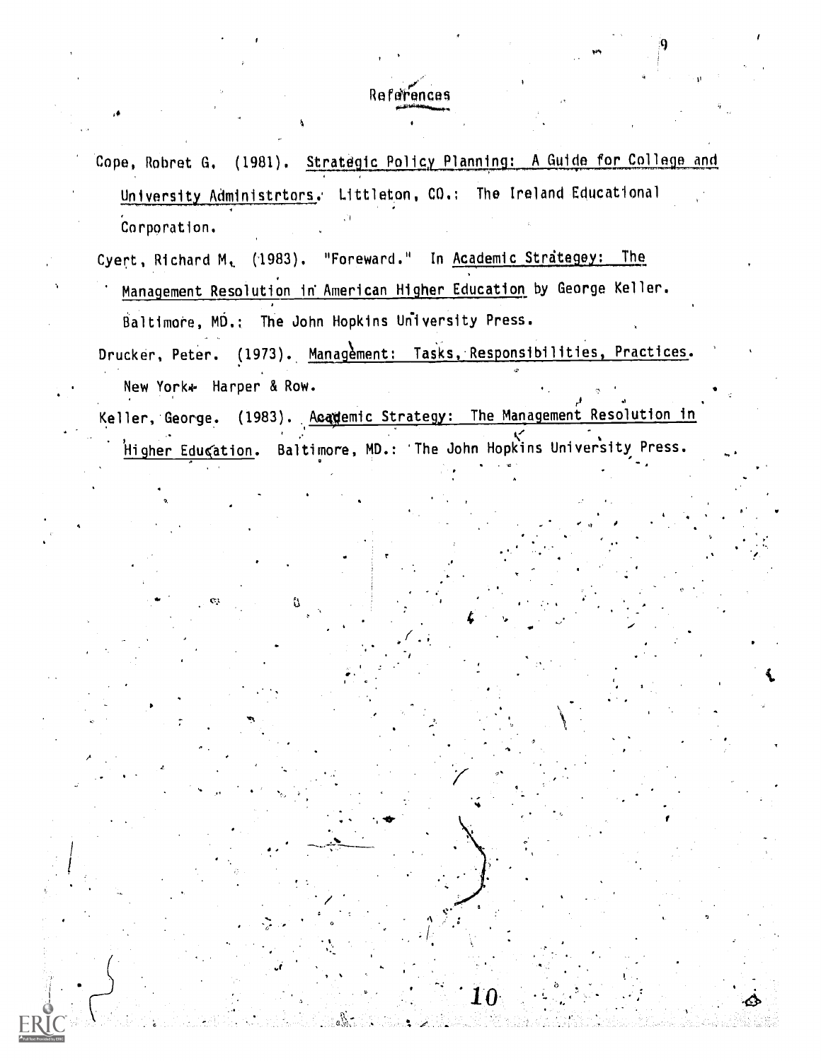## References

Cope, Robret G. (1981). Strategic Policy Planning: A Guide for College and University Administrtors. Littleton, CO.: The Ireland Educational Corporation.

Cyert, Richard M. (1983). "Foreward." In Academic Strategey: The Management Resolution in American Higher Education by George Keller. Baltimore, MD.: The John Hopkins University Press.

Drucker, Peter. (1973). Management: Tasks, Responsibilities, Practices. New York: Harper & Row.

Keller, George. (1983). Academic Strategy: The Management Resolution in Higher Education. Baltimore, MD.: The John Hopkins University Press.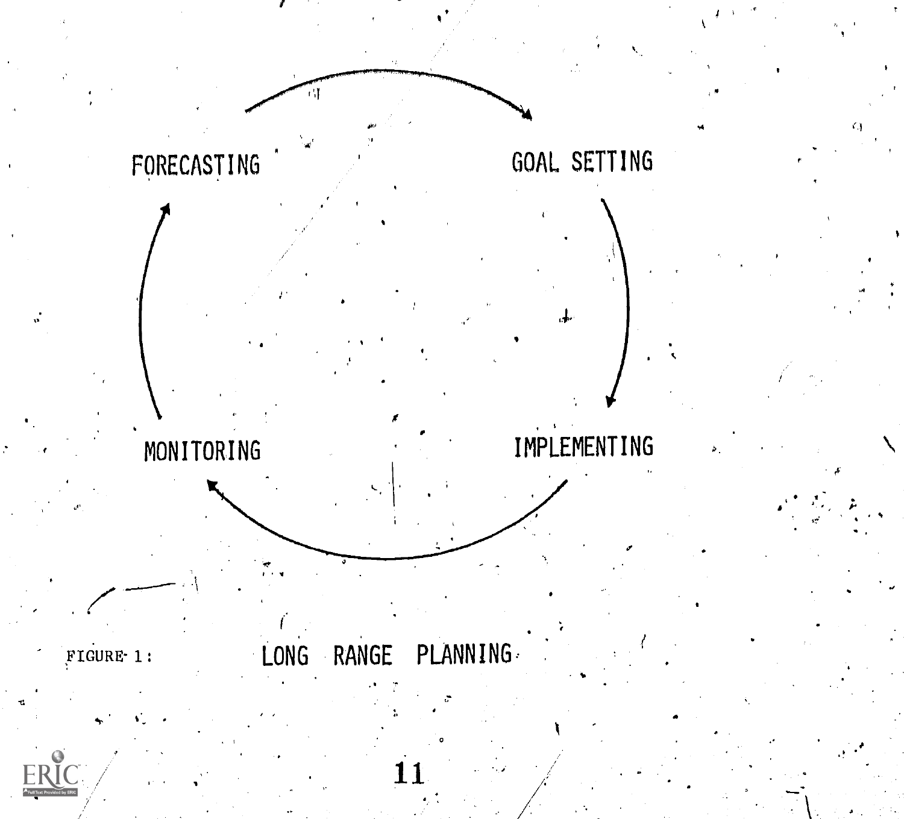FORECASTING

GOAL SETTING

IMPLEMENTING

MONITORING

FIGURE 1: LONG RANGE PLANNING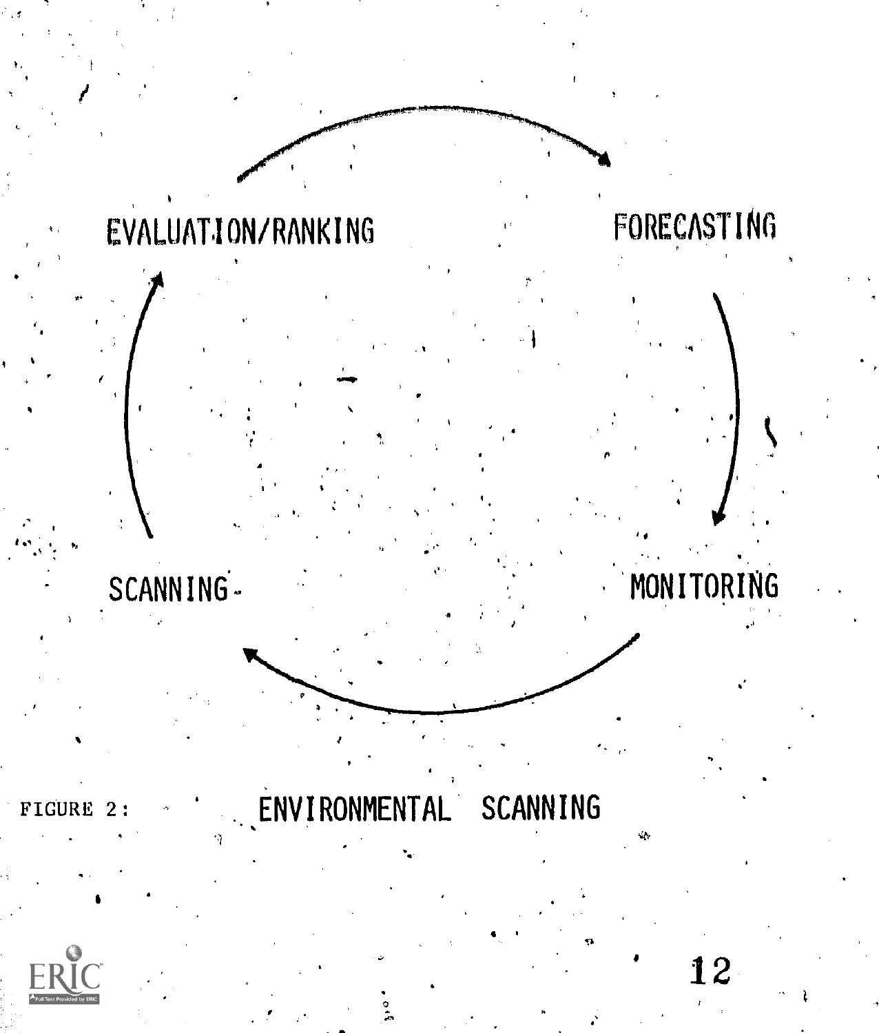EVALUATION/RANKING

FORECASTING

MONITORING

SCANNING

FIGURE 2: ENVIRONMENTAL SCANNING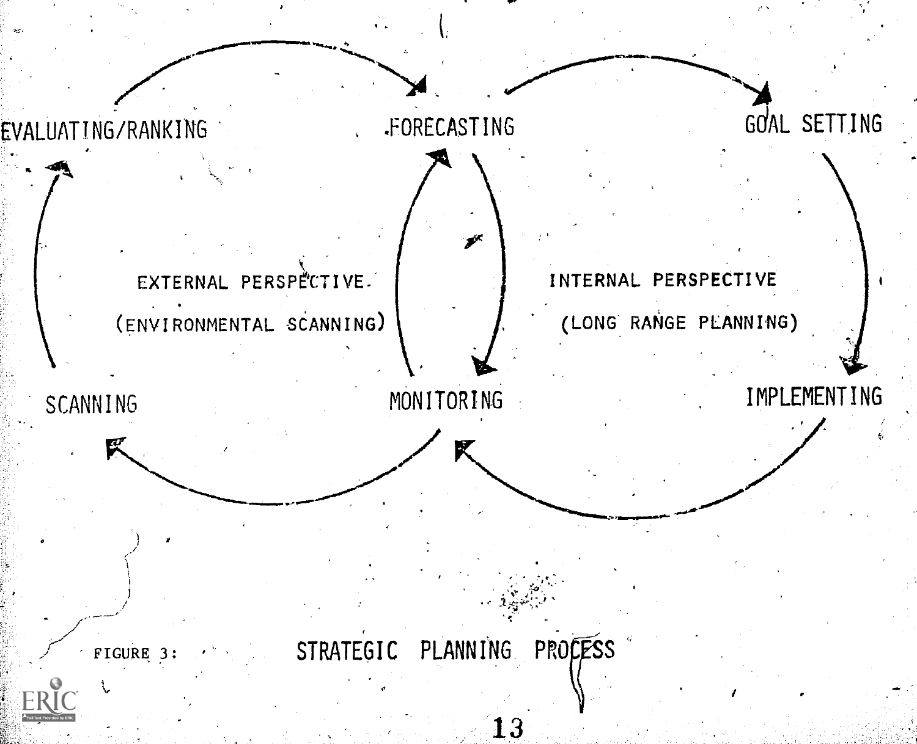EVALUATING/RANKING

FORECASTING

GOAL SETTING

EXTERNAL PERSPECTIVE

(ENVIRONMENTAL SCANNING)

INTERNAL PERSPECTIVE

(LONG RANGE PLANNING)

SCANNING

MONITORING

IMPLEMENTING

FIGURE 3: STRATEGIC PLANNING PROCESS